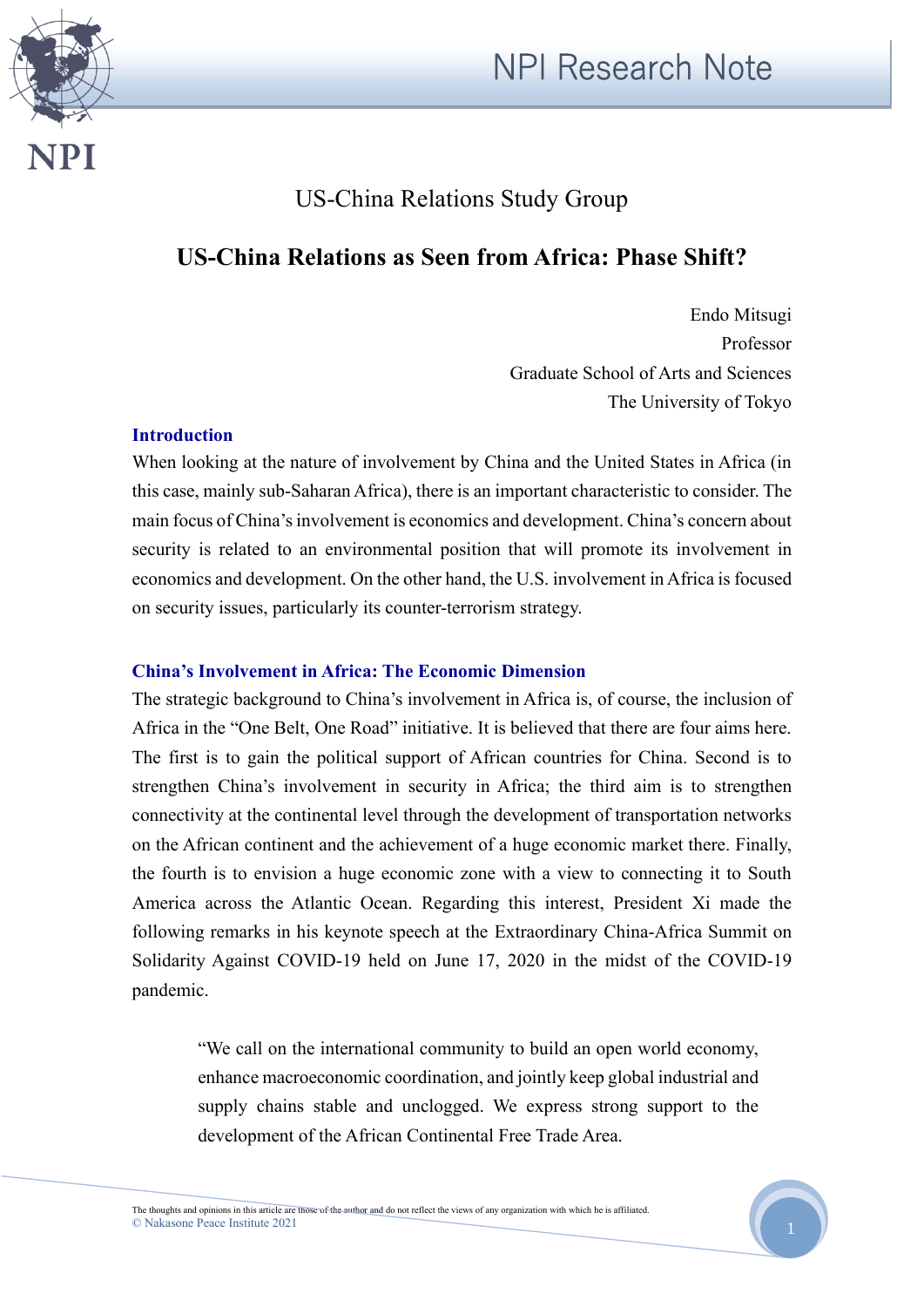US-China Relations Study Group

# US-China Relations as Seen from Africa: Phase Shift?

Endo Mitsugi
Professor
Graduate School of Arts and Sciences
The University of Tokyo

## Introduction

When looking at the nature of involvement by China and the United States in Africa (in this case, mainly sub-Saharan Africa), there is an important characteristic to consider. The main focus of China's involvement is economics and development. China's concern about security is related to an environmental position that will promote its involvement in economics and development. On the other hand, the U.S. involvement in Africa is focused on security issues, particularly its counter-terrorism strategy.

## China's Involvement in Africa: The Economic Dimension

The strategic background to China's involvement in Africa is, of course, the inclusion of Africa in the "One Belt, One Road" initiative. It is believed that there are four aims here. The first is to gain the political support of African countries for China. Second is to strengthen China's involvement in security in Africa; the third aim is to strengthen connectivity at the continental level through the development of transportation networks on the African continent and the achievement of a huge economic market there. Finally, the fourth is to envision a huge economic zone with a view to connecting it to South America across the Atlantic Ocean. Regarding this interest, President Xi made the following remarks in his keynote speech at the Extraordinary China-Africa Summit on Solidarity Against COVID-19 held on June 17, 2020 in the midst of the COVID-19 pandemic.

> "We call on the international community to build an open world economy, enhance macroeconomic coordination, and jointly keep global industrial and supply chains stable and unclogged. We express strong support to the development of the African Continental Free Trade Area.

The thoughts and opinions in this article are those of the author and do not reflect the views of any organization with which he is affiliated.
© Nakasone Peace Institute 2021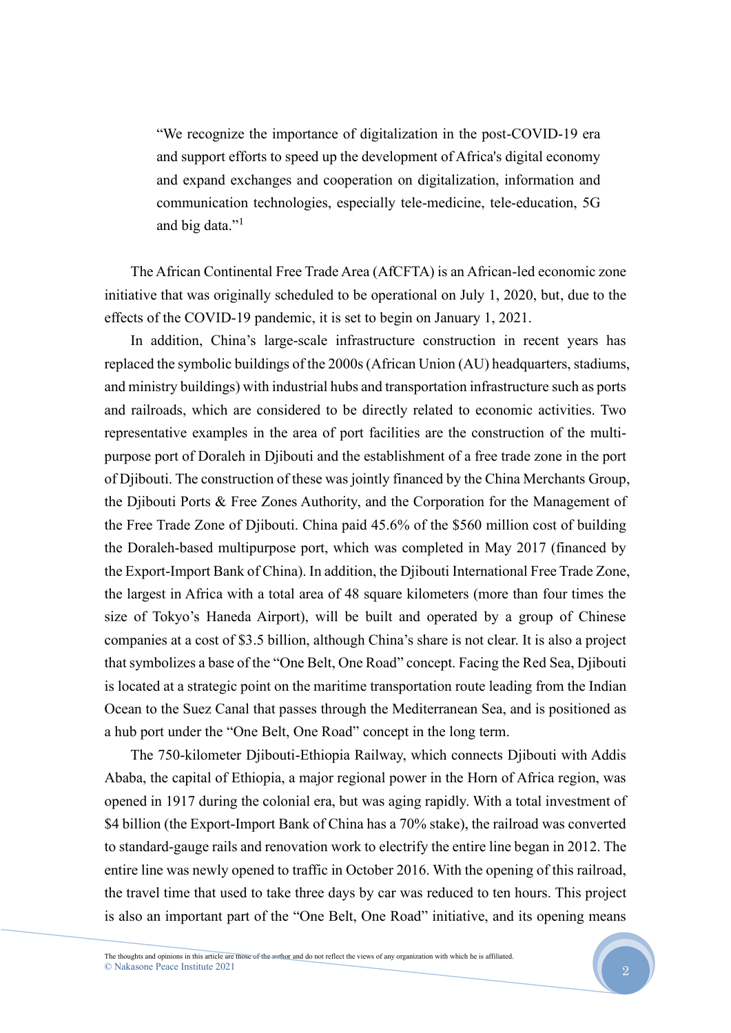> "We recognize the importance of digitalization in the post-COVID-19 era and support efforts to speed up the development of Africa's digital economy and expand exchanges and cooperation on digitalization, information and communication technologies, especially tele-medicine, tele-education, 5G and big data."[1]

The African Continental Free Trade Area (AfCFTA) is an African-led economic zone initiative that was originally scheduled to be operational on July 1, 2020, but, due to the effects of the COVID-19 pandemic, it is set to begin on January 1, 2021.

In addition, China's large-scale infrastructure construction in recent years has replaced the symbolic buildings of the 2000s (African Union (AU) headquarters, stadiums, and ministry buildings) with industrial hubs and transportation infrastructure such as ports and railroads, which are considered to be directly related to economic activities. Two representative examples in the area of port facilities are the construction of the multi-purpose port of Doraleh in Djibouti and the establishment of a free trade zone in the port of Djibouti. The construction of these was jointly financed by the China Merchants Group, the Djibouti Ports & Free Zones Authority, and the Corporation for the Management of the Free Trade Zone of Djibouti. China paid 45.6% of the $560 million cost of building the Doraleh-based multipurpose port, which was completed in May 2017 (financed by the Export-Import Bank of China). In addition, the Djibouti International Free Trade Zone, the largest in Africa with a total area of 48 square kilometers (more than four times the size of Tokyo's Haneda Airport), will be built and operated by a group of Chinese companies at a cost of $3.5 billion, although China's share is not clear. It is also a project that symbolizes a base of the "One Belt, One Road" concept. Facing the Red Sea, Djibouti is located at a strategic point on the maritime transportation route leading from the Indian Ocean to the Suez Canal that passes through the Mediterranean Sea, and is positioned as a hub port under the "One Belt, One Road" concept in the long term.

The 750-kilometer Djibouti-Ethiopia Railway, which connects Djibouti with Addis Ababa, the capital of Ethiopia, a major regional power in the Horn of Africa region, was opened in 1917 during the colonial era, but was aging rapidly. With a total investment of $4 billion (the Export-Import Bank of China has a 70% stake), the railroad was converted to standard-gauge rails and renovation work to electrify the entire line began in 2012. The entire line was newly opened to traffic in October 2016. With the opening of this railroad, the travel time that used to take three days by car was reduced to ten hours. This project is also an important part of the "One Belt, One Road" initiative, and its opening means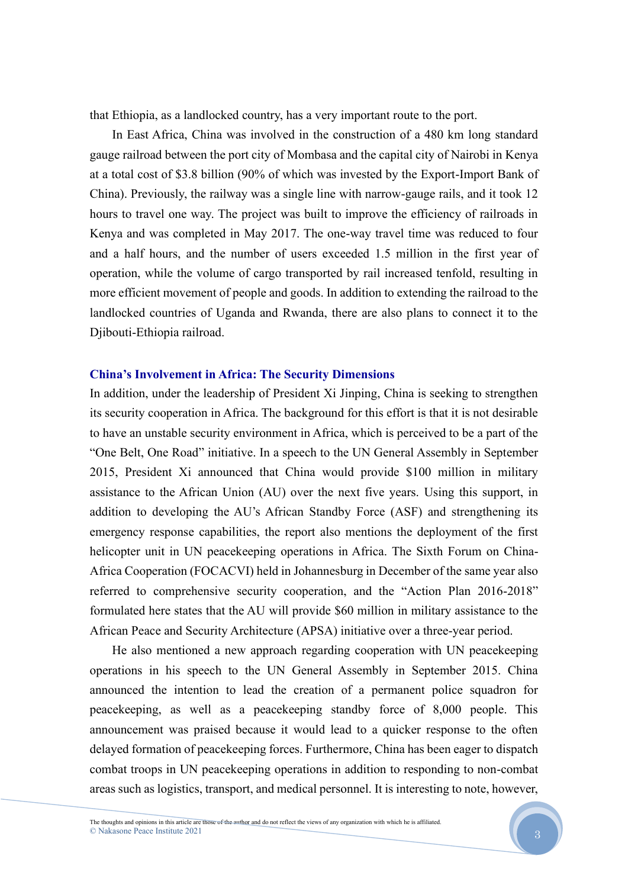that Ethiopia, as a landlocked country, has a very important route to the port.

In East Africa, China was involved in the construction of a 480 km long standard gauge railroad between the port city of Mombasa and the capital city of Nairobi in Kenya at a total cost of $3.8 billion (90% of which was invested by the Export-Import Bank of China). Previously, the railway was a single line with narrow-gauge rails, and it took 12 hours to travel one way. The project was built to improve the efficiency of railroads in Kenya and was completed in May 2017. The one-way travel time was reduced to four and a half hours, and the number of users exceeded 1.5 million in the first year of operation, while the volume of cargo transported by rail increased tenfold, resulting in more efficient movement of people and goods. In addition to extending the railroad to the landlocked countries of Uganda and Rwanda, there are also plans to connect it to the Djibouti-Ethiopia railroad.

## China's Involvement in Africa: The Security Dimensions

In addition, under the leadership of President Xi Jinping, China is seeking to strengthen its security cooperation in Africa. The background for this effort is that it is not desirable to have an unstable security environment in Africa, which is perceived to be a part of the "One Belt, One Road" initiative. In a speech to the UN General Assembly in September 2015, President Xi announced that China would provide $100 million in military assistance to the African Union (AU) over the next five years. Using this support, in addition to developing the AU's African Standby Force (ASF) and strengthening its emergency response capabilities, the report also mentions the deployment of the first helicopter unit in UN peacekeeping operations in Africa. The Sixth Forum on China-Africa Cooperation (FOCACVI) held in Johannesburg in December of the same year also referred to comprehensive security cooperation, and the "Action Plan 2016-2018" formulated here states that the AU will provide $60 million in military assistance to the African Peace and Security Architecture (APSA) initiative over a three-year period.

He also mentioned a new approach regarding cooperation with UN peacekeeping operations in his speech to the UN General Assembly in September 2015. China announced the intention to lead the creation of a permanent police squadron for peacekeeping, as well as a peacekeeping standby force of 8,000 people. This announcement was praised because it would lead to a quicker response to the often delayed formation of peacekeeping forces. Furthermore, China has been eager to dispatch combat troops in UN peacekeeping operations in addition to responding to non-combat areas such as logistics, transport, and medical personnel. It is interesting to note, however,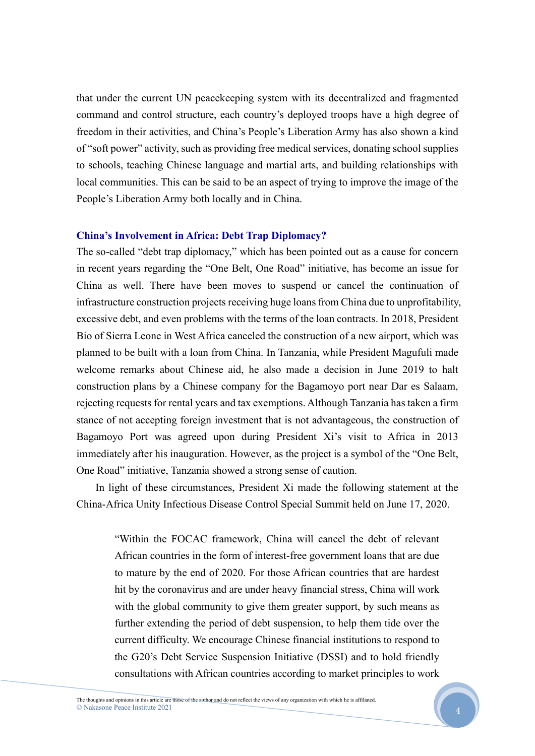that under the current UN peacekeeping system with its decentralized and fragmented command and control structure, each country's deployed troops have a high degree of freedom in their activities, and China's People's Liberation Army has also shown a kind of "soft power" activity, such as providing free medical services, donating school supplies to schools, teaching Chinese language and martial arts, and building relationships with local communities. This can be said to be an aspect of trying to improve the image of the People's Liberation Army both locally and in China.

### China's Involvement in Africa: Debt Trap Diplomacy?

The so-called "debt trap diplomacy," which has been pointed out as a cause for concern in recent years regarding the "One Belt, One Road" initiative, has become an issue for China as well. There have been moves to suspend or cancel the continuation of infrastructure construction projects receiving huge loans from China due to unprofitability, excessive debt, and even problems with the terms of the loan contracts. In 2018, President Bio of Sierra Leone in West Africa canceled the construction of a new airport, which was planned to be built with a loan from China. In Tanzania, while President Magufuli made welcome remarks about Chinese aid, he also made a decision in June 2019 to halt construction plans by a Chinese company for the Bagamoyo port near Dar es Salaam, rejecting requests for rental years and tax exemptions. Although Tanzania has taken a firm stance of not accepting foreign investment that is not advantageous, the construction of Bagamoyo Port was agreed upon during President Xi's visit to Africa in 2013 immediately after his inauguration. However, as the project is a symbol of the "One Belt, One Road" initiative, Tanzania showed a strong sense of caution.

In light of these circumstances, President Xi made the following statement at the China-Africa Unity Infectious Disease Control Special Summit held on June 17, 2020.

> "Within the FOCAC framework, China will cancel the debt of relevant African countries in the form of interest-free government loans that are due to mature by the end of 2020. For those African countries that are hardest hit by the coronavirus and are under heavy financial stress, China will work with the global community to give them greater support, by such means as further extending the period of debt suspension, to help them tide over the current difficulty. We encourage Chinese financial institutions to respond to the G20's Debt Service Suspension Initiative (DSSI) and to hold friendly consultations with African countries according to market principles to work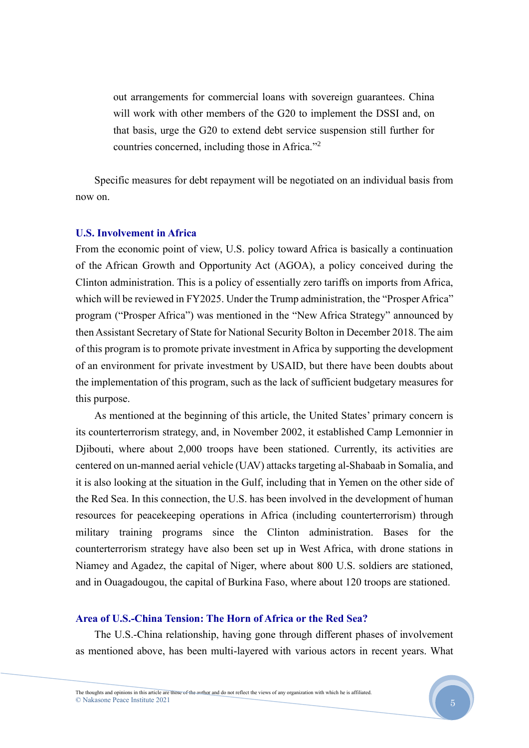out arrangements for commercial loans with sovereign guarantees. China will work with other members of the G20 to implement the DSSI and, on that basis, urge the G20 to extend debt service suspension still further for countries concerned, including those in Africa."[2]

Specific measures for debt repayment will be negotiated on an individual basis from now on.

### U.S. Involvement in Africa

From the economic point of view, U.S. policy toward Africa is basically a continuation of the African Growth and Opportunity Act (AGOA), a policy conceived during the Clinton administration. This is a policy of essentially zero tariffs on imports from Africa, which will be reviewed in FY2025. Under the Trump administration, the "Prosper Africa" program ("Prosper Africa") was mentioned in the "New Africa Strategy" announced by then Assistant Secretary of State for National Security Bolton in December 2018. The aim of this program is to promote private investment in Africa by supporting the development of an environment for private investment by USAID, but there have been doubts about the implementation of this program, such as the lack of sufficient budgetary measures for this purpose.

As mentioned at the beginning of this article, the United States' primary concern is its counterterrorism strategy, and, in November 2002, it established Camp Lemonnier in Djibouti, where about 2,000 troops have been stationed. Currently, its activities are centered on un-manned aerial vehicle (UAV) attacks targeting al-Shabaab in Somalia, and it is also looking at the situation in the Gulf, including that in Yemen on the other side of the Red Sea. In this connection, the U.S. has been involved in the development of human resources for peacekeeping operations in Africa (including counterterrorism) through military training programs since the Clinton administration. Bases for the counterterrorism strategy have also been set up in West Africa, with drone stations in Niamey and Agadez, the capital of Niger, where about 800 U.S. soldiers are stationed, and in Ouagadougou, the capital of Burkina Faso, where about 120 troops are stationed.

### Area of U.S.-China Tension: The Horn of Africa or the Red Sea?

The U.S.-China relationship, having gone through different phases of involvement as mentioned above, has been multi-layered with various actors in recent years. What

The thoughts and opinions in this article are those of the author and do not reflect the views of any organization with which he is affiliated.
© Nakasone Peace Institute 2021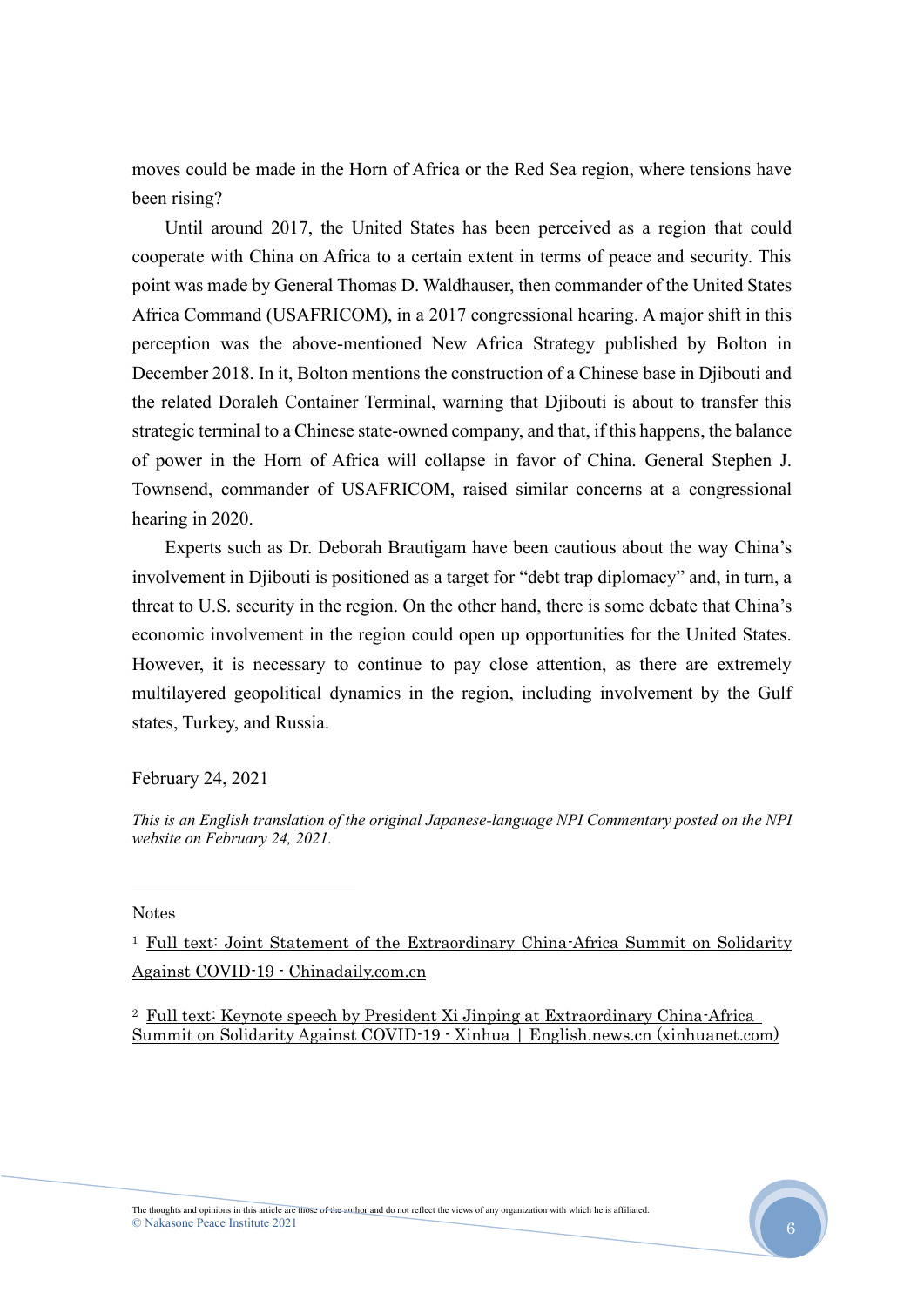moves could be made in the Horn of Africa or the Red Sea region, where tensions have been rising?

Until around 2017, the United States has been perceived as a region that could cooperate with China on Africa to a certain extent in terms of peace and security. This point was made by General Thomas D. Waldhauser, then commander of the United States Africa Command (USAFRICOM), in a 2017 congressional hearing. A major shift in this perception was the above-mentioned New Africa Strategy published by Bolton in December 2018. In it, Bolton mentions the construction of a Chinese base in Djibouti and the related Doraleh Container Terminal, warning that Djibouti is about to transfer this strategic terminal to a Chinese state-owned company, and that, if this happens, the balance of power in the Horn of Africa will collapse in favor of China. General Stephen J. Townsend, commander of USAFRICOM, raised similar concerns at a congressional hearing in 2020.

Experts such as Dr. Deborah Brautigam have been cautious about the way China's involvement in Djibouti is positioned as a target for "debt trap diplomacy" and, in turn, a threat to U.S. security in the region. On the other hand, there is some debate that China's economic involvement in the region could open up opportunities for the United States. However, it is necessary to continue to pay close attention, as there are extremely multilayered geopolitical dynamics in the region, including involvement by the Gulf states, Turkey, and Russia.

February 24, 2021

*This is an English translation of the original Japanese-language NPI Commentary posted on the NPI website on February 24, 2021.*

---

Notes

[1] Full text: Joint Statement of the Extraordinary China-Africa Summit on Solidarity Against COVID-19 - Chinadaily.com.cn

[2] Full text: Keynote speech by President Xi Jinping at Extraordinary China-Africa Summit on Solidarity Against COVID-19 - Xinhua | English.news.cn (xinhuanet.com)

The thoughts and opinions in this article are those of the author and do not reflect the views of any organization with which he is affiliated.
© Nakasone Peace Institute 2021